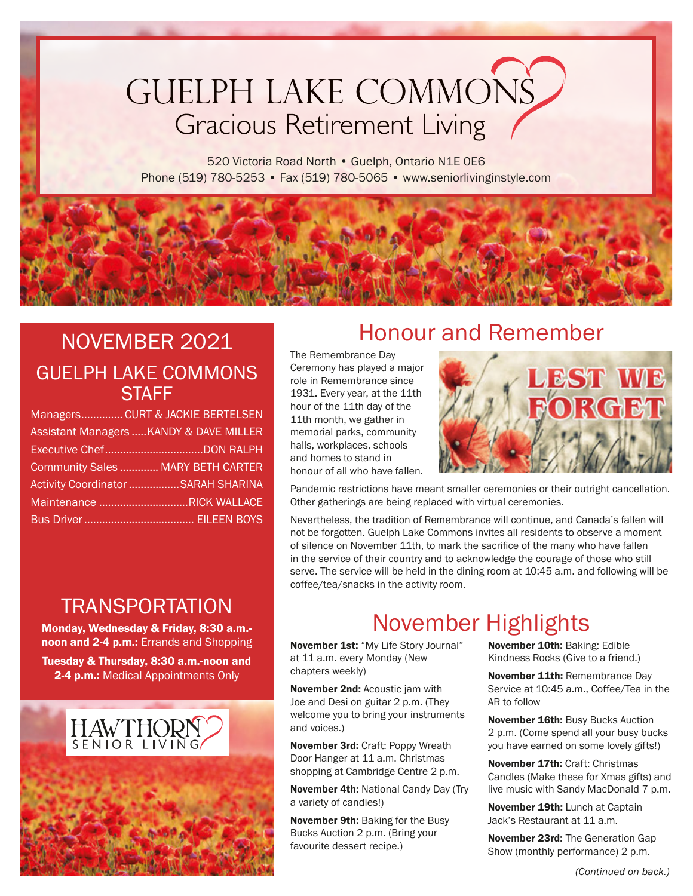# GUELPH LAKE COMMONS

## Gracious Retirement Living

520 Victoria Road North • Guelph, Ontario N1E 0E6
Phone (519) 780-5253 • Fax (519) 780-5065 • www.seniorlivinginstyle.com

## NOVEMBER 2021

### GUELPH LAKE COMMONS STAFF

Managers.............. CURT & JACKIE BERTELSEN
Assistant Managers ..... KANDY & DAVE MILLER
Executive Chef................................ DON RALPH
Community Sales ............. MARY BETH CARTER
Activity Coordinator ................. SARAH SHARINA
Maintenance .............................. RICK WALLACE
Bus Driver ..................................... EILEEN BOYS

### TRANSPORTATION

**Monday, Wednesday & Friday, 8:30 a.m.-noon and 2-4 p.m.:** Errands and Shopping

**Tuesday & Thursday, 8:30 a.m.-noon and 2-4 p.m.:** Medical Appointments Only

HAWTHORN SENIOR LIVING

## Honour and Remember

The Remembrance Day Ceremony has played a major role in Remembrance since 1931. Every year, at the 11th hour of the 11th day of the 11th month, we gather in memorial parks, community halls, workplaces, schools and homes to stand in honour of all who have fallen.

LEST WE FORGET

Pandemic restrictions have meant smaller ceremonies or their outright cancellation. Other gatherings are being replaced with virtual ceremonies.

Nevertheless, the tradition of Remembrance will continue, and Canada's fallen will not be forgotten. Guelph Lake Commons invites all residents to observe a moment of silence on November 11th, to mark the sacrifice of the many who have fallen in the service of their country and to acknowledge the courage of those who still serve. The service will be held in the dining room at 10:45 a.m. and following will be coffee/tea/snacks in the activity room.

## November Highlights

**November 1st:** "My Life Story Journal" at 11 a.m. every Monday (New chapters weekly)

**November 2nd:** Acoustic jam with Joe and Desi on guitar 2 p.m. (They welcome you to bring your instruments and voices.)

**November 3rd:** Craft: Poppy Wreath Door Hanger at 11 a.m. Christmas shopping at Cambridge Centre 2 p.m.

**November 4th:** National Candy Day (Try a variety of candies!)

**November 9th:** Baking for the Busy Bucks Auction 2 p.m. (Bring your favourite dessert recipe.)

**November 10th:** Baking: Edible Kindness Rocks (Give to a friend.)

**November 11th:** Remembrance Day Service at 10:45 a.m., Coffee/Tea in the AR to follow

**November 16th:** Busy Bucks Auction 2 p.m. (Come spend all your busy bucks you have earned on some lovely gifts!)

**November 17th:** Craft: Christmas Candles (Make these for Xmas gifts) and live music with Sandy MacDonald 7 p.m.

**November 19th:** Lunch at Captain Jack's Restaurant at 11 a.m.

**November 23rd:** The Generation Gap Show (monthly performance) 2 p.m.

*(Continued on back.)*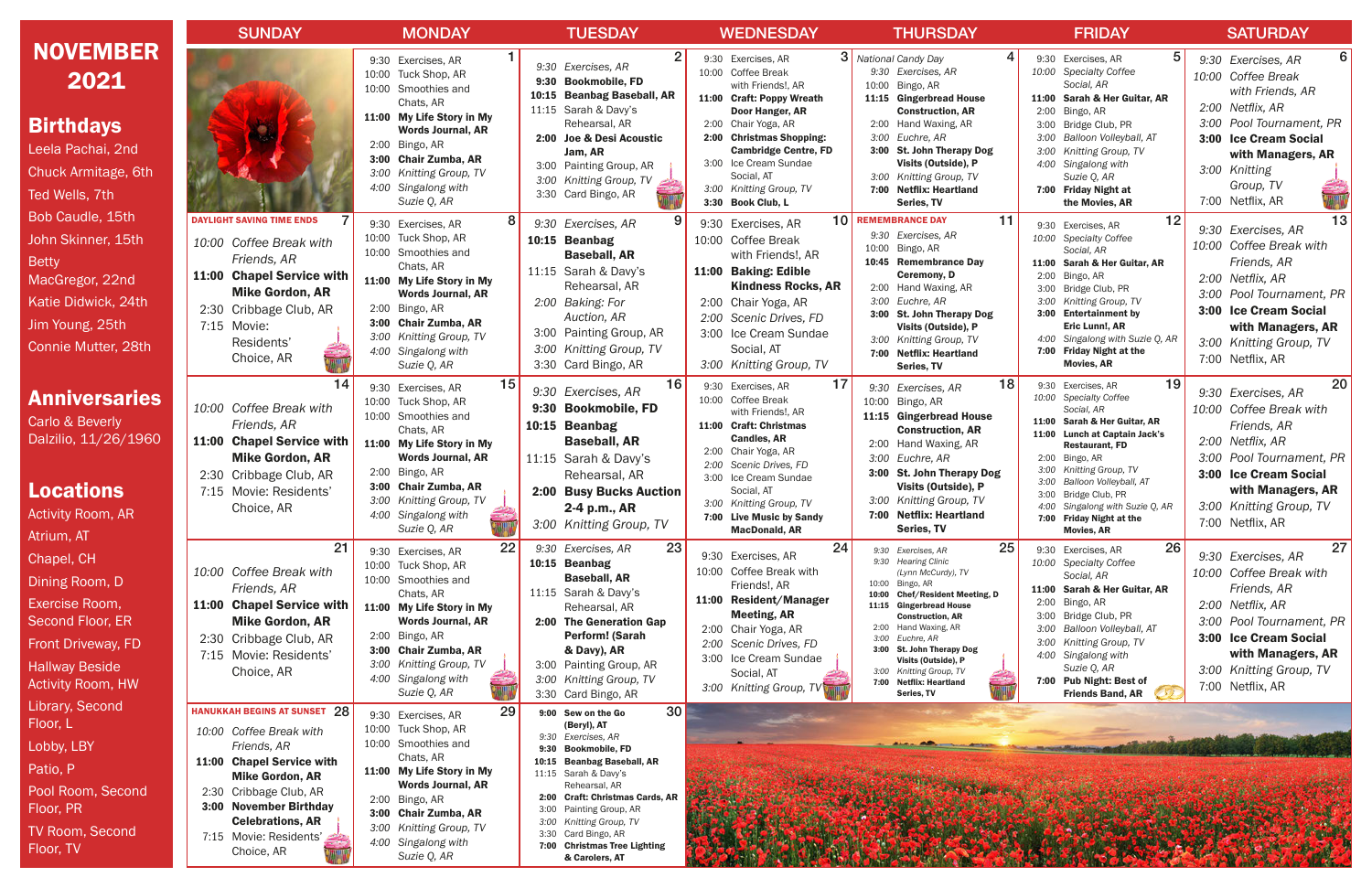# NOVEMBER 2021

## Birthdays

Leela Pachai, 2nd
Chuck Armitage, 6th
Ted Wells, 7th
Bob Caudle, 15th
John Skinner, 15th
Betty MacGregor, 22nd
Katie Didwick, 24th
Jim Young, 25th
Connie Mutter, 28th

## Anniversaries

Carlo & Beverly Dalzilio, 11/26/1960

## Locations

Activity Room, AR
Atrium, AT
Chapel, CH
Dining Room, D
Exercise Room, Second Floor, ER
Front Driveway, FD
Hallway Beside Activity Room, HW
Library, Second Floor, L
Lobby, LBY
Patio, P
Pool Room, Second Floor, PR
TV Room, Second Floor, TV

| SUNDAY | MONDAY | TUESDAY | WEDNESDAY | THURSDAY | FRIDAY | SATURDAY |
|---|---|---|---|---|---|---|
| | **1**<br>9:30 Exercises, AR<br>10:00 Tuck Shop, AR<br>10:00 Smoothies and Chats, AR<br>**11:00 My Life Story in My Words Journal, AR**<br>2:00 Bingo, AR<br>**3:00 Chair Zumba, AR**<br>*3:00 Knitting Group, TV*<br>*4:00 Singalong with Suzie Q, AR* | **2**<br>*9:30 Exercises, AR*<br>**9:30 Bookmobile, FD**<br>**10:15 Beanbag Baseball, AR**<br>11:15 Sarah & Davy's Rehearsal, AR<br>**2:00 Joe & Desi Acoustic Jam, AR**<br>3:00 Painting Group, AR<br>*3:00 Knitting Group, TV*<br>3:30 Card Bingo, AR | **3**<br>9:30 Exercises, AR<br>10:00 Coffee Break with Friends!, AR<br>**11:00 Craft: Poppy Wreath Door Hanger, AR**<br>2:00 Chair Yoga, AR<br>**2:00 Christmas Shopping: Cambridge Centre, FD**<br>3:00 Ice Cream Sundae Social, AT<br>*3:00 Knitting Group, TV*<br>**3:30 Book Club, L** | **4**<br>*National Candy Day*<br>*9:30 Exercises, AR*<br>10:00 Bingo, AR<br>**11:15 Gingerbread House Construction, AR**<br>2:00 Hand Waxing, AR<br>*3:00 Euchre, AR*<br>**3:00 St. John Therapy Dog Visits (Outside), P**<br>*3:00 Knitting Group, TV*<br>**7:00 Netflix: Heartland Series, TV** | **5**<br>9:30 Exercises, AR<br>*10:00 Specialty Coffee Social, AR*<br>**11:00 Sarah & Her Guitar, AR**<br>2:00 Bingo, AR<br>3:00 Bridge Club, PR<br>*3:00 Balloon Volleyball, AT*<br>*3:00 Knitting Group, TV*<br>*4:00 Singalong with Suzie Q, AR*<br>**7:00 Friday Night at the Movies, AR** | **6**<br>*9:30 Exercises, AR*<br>*10:00 Coffee Break with Friends, AR*<br>*2:00 Netflix, AR*<br>*3:00 Pool Tournament, PR*<br>**3:00 Ice Cream Social with Managers, AR**<br>*3:00 Knitting Group, TV*<br>7:00 Netflix, AR |
| **7**<br>**DAYLIGHT SAVING TIME ENDS**<br>*10:00 Coffee Break with Friends, AR*<br>**11:00 Chapel Service with Mike Gordon, AR**<br>2:30 Cribbage Club, AR<br>7:15 Movie: Residents' Choice, AR | **8**<br>9:30 Exercises, AR<br>10:00 Tuck Shop, AR<br>10:00 Smoothies and Chats, AR<br>**11:00 My Life Story in My Words Journal, AR**<br>2:00 Bingo, AR<br>**3:00 Chair Zumba, AR**<br>*3:00 Knitting Group, TV*<br>*4:00 Singalong with Suzie Q, AR* | **9**<br>*9:30 Exercises, AR*<br>**10:15 Beanbag Baseball, AR**<br>11:15 Sarah & Davy's Rehearsal, AR<br>*2:00 Baking: For Auction, AR*<br>3:00 Painting Group, AR<br>*3:00 Knitting Group, TV*<br>3:30 Card Bingo, AR | **10**<br>9:30 Exercises, AR<br>10:00 Coffee Break with Friends!, AR<br>**11:00 Baking: Edible Kindness Rocks, AR**<br>2:00 Chair Yoga, AR<br>*2:00 Scenic Drives, FD*<br>3:00 Ice Cream Sundae Social, AT<br>*3:00 Knitting Group, TV* | **11**<br>**REMEMBRANCE DAY**<br>*9:30 Exercises, AR*<br>10:00 Bingo, AR<br>**10:45 Remembrance Day Ceremony, D**<br>2:00 Hand Waxing, AR<br>*3:00 Euchre, AR*<br>**3:00 St. John Therapy Dog Visits (Outside), P**<br>*3:00 Knitting Group, TV*<br>**7:00 Netflix: Heartland Series, TV** | **12**<br>9:30 Exercises, AR<br>*10:00 Specialty Coffee Social, AR*<br>**11:00 Sarah & Her Guitar, AR**<br>2:00 Bingo, AR<br>3:00 Bridge Club, PR<br>*3:00 Knitting Group, TV*<br>**3:00 Entertainment by Eric Lunn!, AR**<br>*4:00 Singalong with Suzie Q, AR*<br>**7:00 Friday Night at the Movies, AR** | **13**<br>*9:30 Exercises, AR*<br>*10:00 Coffee Break with Friends, AR*<br>*2:00 Netflix, AR*<br>*3:00 Pool Tournament, PR*<br>**3:00 Ice Cream Social with Managers, AR**<br>*3:00 Knitting Group, TV*<br>7:00 Netflix, AR |
| **14**<br>*10:00 Coffee Break with Friends, AR*<br>**11:00 Chapel Service with Mike Gordon, AR**<br>2:30 Cribbage Club, AR<br>7:15 Movie: Residents' Choice, AR | **15**<br>9:30 Exercises, AR<br>10:00 Tuck Shop, AR<br>10:00 Smoothies and Chats, AR<br>**11:00 My Life Story in My Words Journal, AR**<br>2:00 Bingo, AR<br>**3:00 Chair Zumba, AR**<br>*3:00 Knitting Group, TV*<br>*4:00 Singalong with Suzie Q, AR* | **16**<br>*9:30 Exercises, AR*<br>**9:30 Bookmobile, FD**<br>**10:15 Beanbag Baseball, AR**<br>11:15 Sarah & Davy's Rehearsal, AR<br>**2:00 Busy Bucks Auction 2-4 p.m., AR**<br>*3:00 Knitting Group, TV* | **17**<br>9:30 Exercises, AR<br>10:00 Coffee Break with Friends!, AR<br>**11:00 Craft: Christmas Candles, AR**<br>2:00 Chair Yoga, AR<br>*2:00 Scenic Drives, FD*<br>3:00 Ice Cream Sundae Social, AT<br>*3:00 Knitting Group, TV*<br>**7:00 Live Music by Sandy MacDonald, AR** | **18**<br>*9:30 Exercises, AR*<br>10:00 Bingo, AR<br>**11:15 Gingerbread House Construction, AR**<br>2:00 Hand Waxing, AR<br>*3:00 Euchre, AR*<br>**3:00 St. John Therapy Dog Visits (Outside), P**<br>*3:00 Knitting Group, TV*<br>**7:00 Netflix: Heartland Series, TV** | **19**<br>9:30 Exercises, AR<br>*10:00 Specialty Coffee Social, AR*<br>**11:00 Sarah & Her Guitar, AR**<br>**11:00 Lunch at Captain Jack's Restaurant, FD**<br>2:00 Bingo, AR<br>*3:00 Knitting Group, TV*<br>*3:00 Balloon Volleyball, AT*<br>3:00 Bridge Club, PR<br>*4:00 Singalong with Suzie Q, AR*<br>**7:00 Friday Night at the Movies, AR** | **20**<br>*9:30 Exercises, AR*<br>*10:00 Coffee Break with Friends, AR*<br>*2:00 Netflix, AR*<br>*3:00 Pool Tournament, PR*<br>**3:00 Ice Cream Social with Managers, AR**<br>*3:00 Knitting Group, TV*<br>7:00 Netflix, AR |
| **21**<br>*10:00 Coffee Break with Friends, AR*<br>**11:00 Chapel Service with Mike Gordon, AR**<br>2:30 Cribbage Club, AR<br>7:15 Movie: Residents' Choice, AR | **22**<br>9:30 Exercises, AR<br>10:00 Tuck Shop, AR<br>10:00 Smoothies and Chats, AR<br>**11:00 My Life Story in My Words Journal, AR**<br>2:00 Bingo, AR<br>**3:00 Chair Zumba, AR**<br>*3:00 Knitting Group, TV*<br>*4:00 Singalong with Suzie Q, AR* | **23**<br>*9:30 Exercises, AR*<br>**10:15 Beanbag Baseball, AR**<br>11:15 Sarah & Davy's Rehearsal, AR<br>**2:00 The Generation Gap Perform! (Sarah & Davy), AR**<br>3:00 Painting Group, AR<br>*3:00 Knitting Group, TV*<br>3:30 Card Bingo, AR | **24**<br>9:30 Exercises, AR<br>10:00 Coffee Break with Friends!, AR<br>**11:00 Resident/Manager Meeting, AR**<br>2:00 Chair Yoga, AR<br>*2:00 Scenic Drives, FD*<br>3:00 Ice Cream Sundae Social, AT<br>*3:00 Knitting Group, TV* | **25**<br>*9:30 Exercises, AR*<br>*9:30 Hearing Clinic (Lynn McCurdy), TV*<br>10:00 Bingo, AR<br>**10:00 Chef/Resident Meeting, D**<br>**11:15 Gingerbread House Construction, AR**<br>2:00 Hand Waxing, AR<br>*3:00 Euchre, AR*<br>**3:00 St. John Therapy Dog Visits (Outside), P**<br>*3:00 Knitting Group, TV*<br>**7:00 Netflix: Heartland Series, TV** | **26**<br>9:30 Exercises, AR<br>*10:00 Specialty Coffee Social, AR*<br>**11:00 Sarah & Her Guitar, AR**<br>2:00 Bingo, AR<br>3:00 Bridge Club, PR<br>*3:00 Balloon Volleyball, AT*<br>*3:00 Knitting Group, TV*<br>*4:00 Singalong with Suzie Q, AR*<br>**7:00 Pub Night: Best of Friends Band, AR** | **27**<br>*9:30 Exercises, AR*<br>*10:00 Coffee Break with Friends, AR*<br>*2:00 Netflix, AR*<br>*3:00 Pool Tournament, PR*<br>**3:00 Ice Cream Social with Managers, AR**<br>*3:00 Knitting Group, TV*<br>7:00 Netflix, AR |
| **28**<br>**HANUKKAH BEGINS AT SUNSET**<br>*10:00 Coffee Break with Friends, AR*<br>**11:00 Chapel Service with Mike Gordon, AR**<br>2:30 Cribbage Club, AR<br>**3:00 November Birthday Celebrations, AR**<br>7:15 Movie: Residents' Choice, AR | **29**<br>9:30 Exercises, AR<br>10:00 Tuck Shop, AR<br>10:00 Smoothies and Chats, AR<br>**11:00 My Life Story in My Words Journal, AR**<br>2:00 Bingo, AR<br>**3:00 Chair Zumba, AR**<br>*3:00 Knitting Group, TV*<br>*4:00 Singalong with Suzie Q, AR* | **30**<br>**9:00 Sew on the Go (Beryl), AT**<br>*9:30 Exercises, AR*<br>**9:30 Bookmobile, FD**<br>**10:15 Beanbag Baseball, AR**<br>11:15 Sarah & Davy's Rehearsal, AR<br>**2:00 Craft: Christmas Cards, AR**<br>3:00 Painting Group, AR<br>*3:00 Knitting Group, TV*<br>3:30 Card Bingo, AR<br>**7:00 Christmas Tree Lighting & Carolers, AT** | | | | |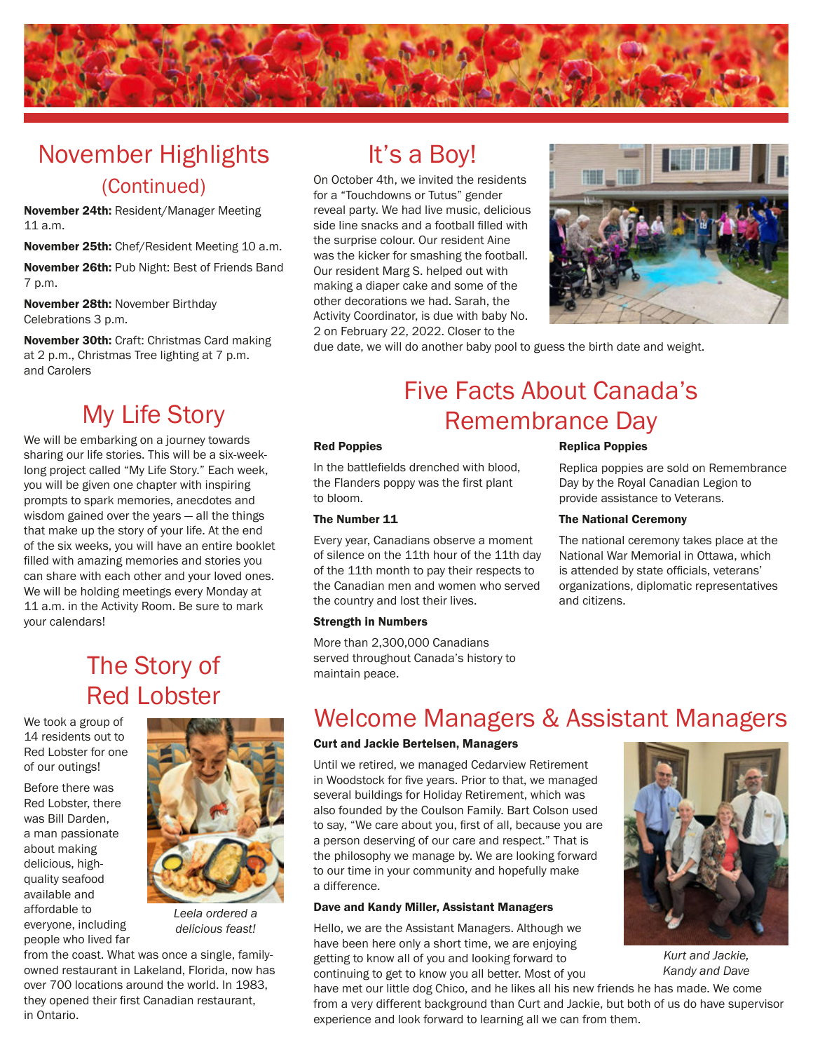## November Highlights

### (Continued)

**November 24th:** Resident/Manager Meeting 11 a.m.

**November 25th:** Chef/Resident Meeting 10 a.m.

**November 26th:** Pub Night: Best of Friends Band 7 p.m.

**November 28th:** November Birthday Celebrations 3 p.m.

**November 30th:** Craft: Christmas Card making at 2 p.m., Christmas Tree lighting at 7 p.m. and Carolers

## My Life Story

We will be embarking on a journey towards sharing our life stories. This will be a six-week-long project called "My Life Story." Each week, you will be given one chapter with inspiring prompts to spark memories, anecdotes and wisdom gained over the years — all the things that make up the story of your life. At the end of the six weeks, you will have an entire booklet filled with amazing memories and stories you can share with each other and your loved ones. We will be holding meetings every Monday at 11 a.m. in the Activity Room. Be sure to mark your calendars!

## The Story of Red Lobster

We took a group of 14 residents out to Red Lobster for one of our outings!

Before there was Red Lobster, there was Bill Darden, a man passionate about making delicious, high-quality seafood available and affordable to everyone, including people who lived far from the coast. What was once a single, family-owned restaurant in Lakeland, Florida, now has over 700 locations around the world. In 1983, they opened their first Canadian restaurant, in Ontario.

*Leela ordered a delicious feast!*

## It's a Boy!

On October 4th, we invited the residents for a "Touchdowns or Tutus" gender reveal party. We had live music, delicious side line snacks and a football filled with the surprise colour. Our resident Aine was the kicker for smashing the football. Our resident Marg S. helped out with making a diaper cake and some of the other decorations we had. Sarah, the Activity Coordinator, is due with baby No. 2 on February 22, 2022. Closer to the due date, we will do another baby pool to guess the birth date and weight.

## Five Facts About Canada's Remembrance Day

**Red Poppies**

In the battlefields drenched with blood, the Flanders poppy was the first plant to bloom.

**The Number 11**

Every year, Canadians observe a moment of silence on the 11th hour of the 11th day of the 11th month to pay their respects to the Canadian men and women who served the country and lost their lives.

**Strength in Numbers**

More than 2,300,000 Canadians served throughout Canada's history to maintain peace.

**Replica Poppies**

Replica poppies are sold on Remembrance Day by the Royal Canadian Legion to provide assistance to Veterans.

**The National Ceremony**

The national ceremony takes place at the National War Memorial in Ottawa, which is attended by state officials, veterans' organizations, diplomatic representatives and citizens.

## Welcome Managers & Assistant Managers

**Curt and Jackie Bertelsen, Managers**

Until we retired, we managed Cedarview Retirement in Woodstock for five years. Prior to that, we managed several buildings for Holiday Retirement, which was also founded by the Coulson Family. Bart Colson used to say, "We care about you, first of all, because you are a person deserving of our care and respect." That is the philosophy we manage by. We are looking forward to our time in your community and hopefully make a difference.

**Dave and Kandy Miller, Assistant Managers**

Hello, we are the Assistant Managers. Although we have been here only a short time, we are enjoying getting to know all of you and looking forward to continuing to get to know you all better. Most of you have met our little dog Chico, and he likes all his new friends he has made. We come from a very different background than Curt and Jackie, but both of us do have supervisor experience and look forward to learning all we can from them.

*Kurt and Jackie, Kandy and Dave*